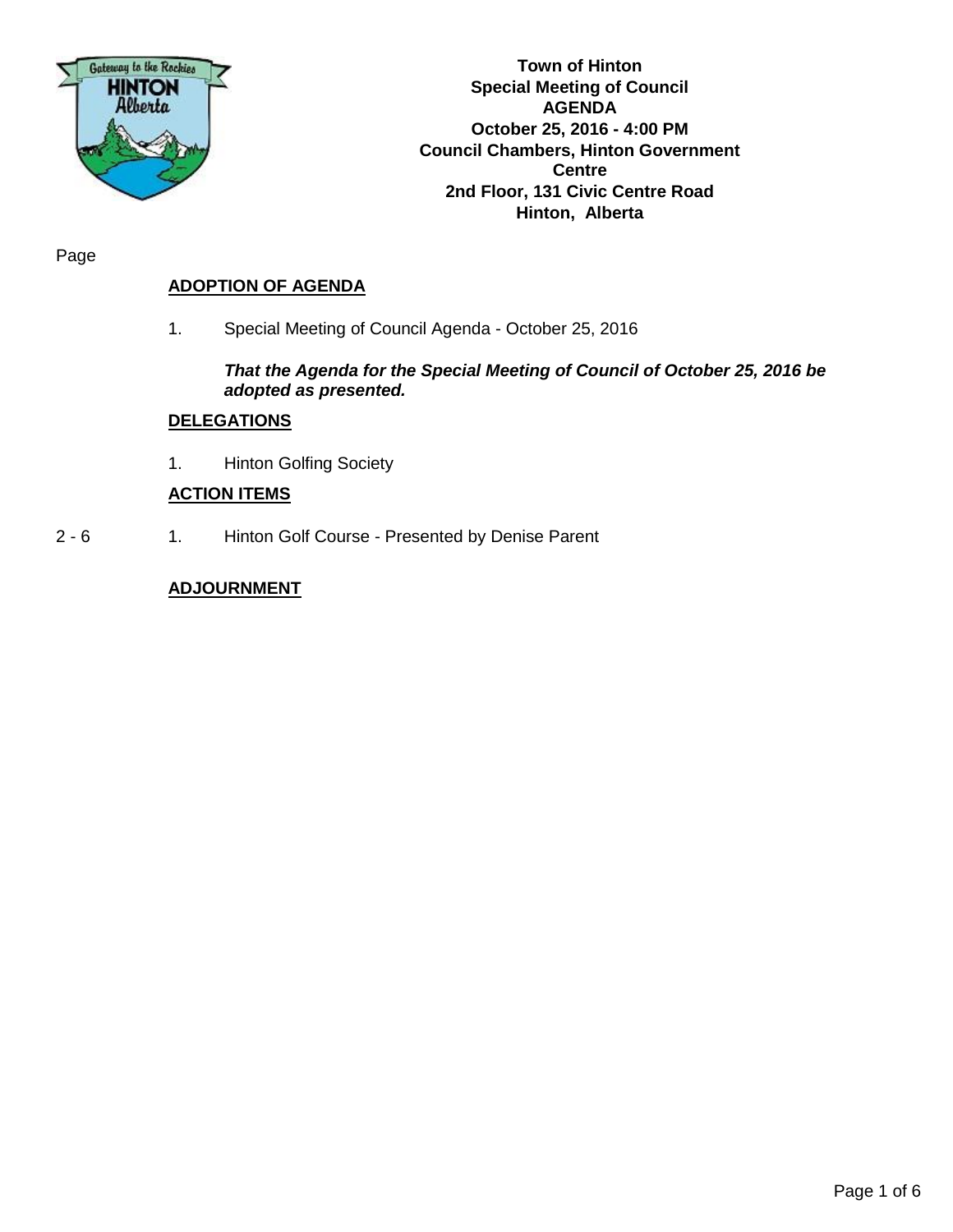**Town of Hinton**
**Special Meeting of Council**
**AGENDA**
**October 25, 2016 - 4:00 PM**
**Council Chambers, Hinton Government Centre**
**2nd Floor, 131 Civic Centre Road**
**Hinton, Alberta**

Page

## ADOPTION OF AGENDA

1. Special Meeting of Council Agenda - October 25, 2016

   ***That the Agenda for the Special Meeting of Council of October 25, 2016 be adopted as presented.***

## DELEGATIONS

1. Hinton Golfing Society

## ACTION ITEMS

2 - 6 1. Hinton Golf Course - Presented by Denise Parent

## ADJOURNMENT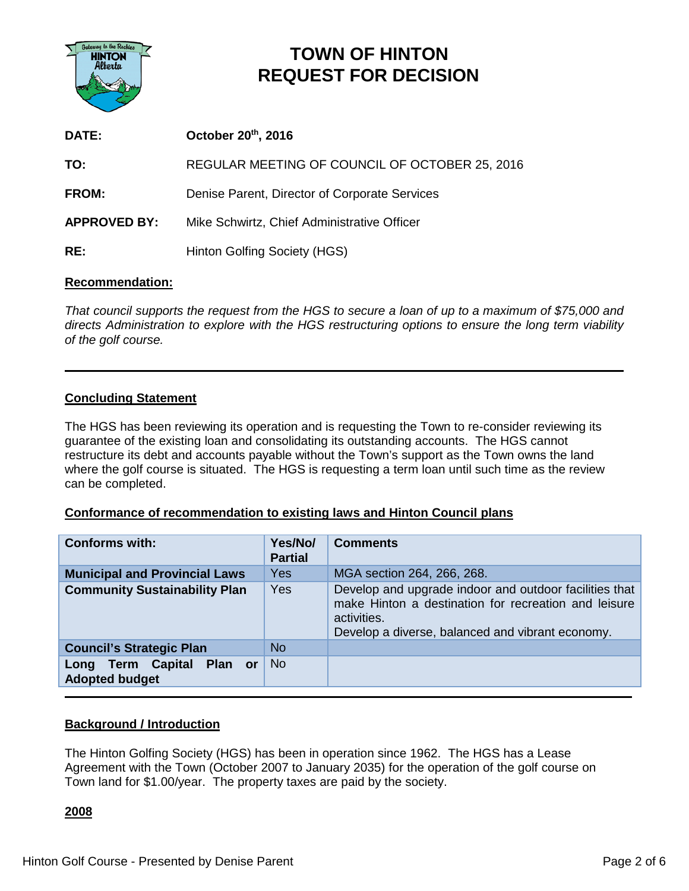# TOWN OF HINTON
# REQUEST FOR DECISION

| | |
|---|---|
| **DATE:** | **October 20th, 2016** |
| **TO:** | REGULAR MEETING OF COUNCIL OF OCTOBER 25, 2016 |
| **FROM:** | Denise Parent, Director of Corporate Services |
| **APPROVED BY:** | Mike Schwirtz, Chief Administrative Officer |
| **RE:** | Hinton Golfing Society (HGS) |

**Recommendation:**

*That council supports the request from the HGS to secure a loan of up to a maximum of $75,000 and directs Administration to explore with the HGS restructuring options to ensure the long term viability of the golf course.*

---

**Concluding Statement**

The HGS has been reviewing its operation and is requesting the Town to re-consider reviewing its guarantee of the existing loan and consolidating its outstanding accounts. The HGS cannot restructure its debt and accounts payable without the Town's support as the Town owns the land where the golf course is situated. The HGS is requesting a term loan until such time as the review can be completed.

**Conformance of recommendation to existing laws and Hinton Council plans**

| Conforms with: | Yes/No/ Partial | Comments |
|---|---|---|
| **Municipal and Provincial Laws** | Yes | MGA section 264, 266, 268. |
| **Community Sustainability Plan** | Yes | Develop and upgrade indoor and outdoor facilities that make Hinton a destination for recreation and leisure activities.<br>Develop a diverse, balanced and vibrant economy. |
| **Council's Strategic Plan** | No | |
| **Long Term Capital Plan or Adopted budget** | No | |

---

**Background / Introduction**

The Hinton Golfing Society (HGS) has been in operation since 1962. The HGS has a Lease Agreement with the Town (October 2007 to January 2035) for the operation of the golf course on Town land for $1.00/year. The property taxes are paid by the society.

**2008**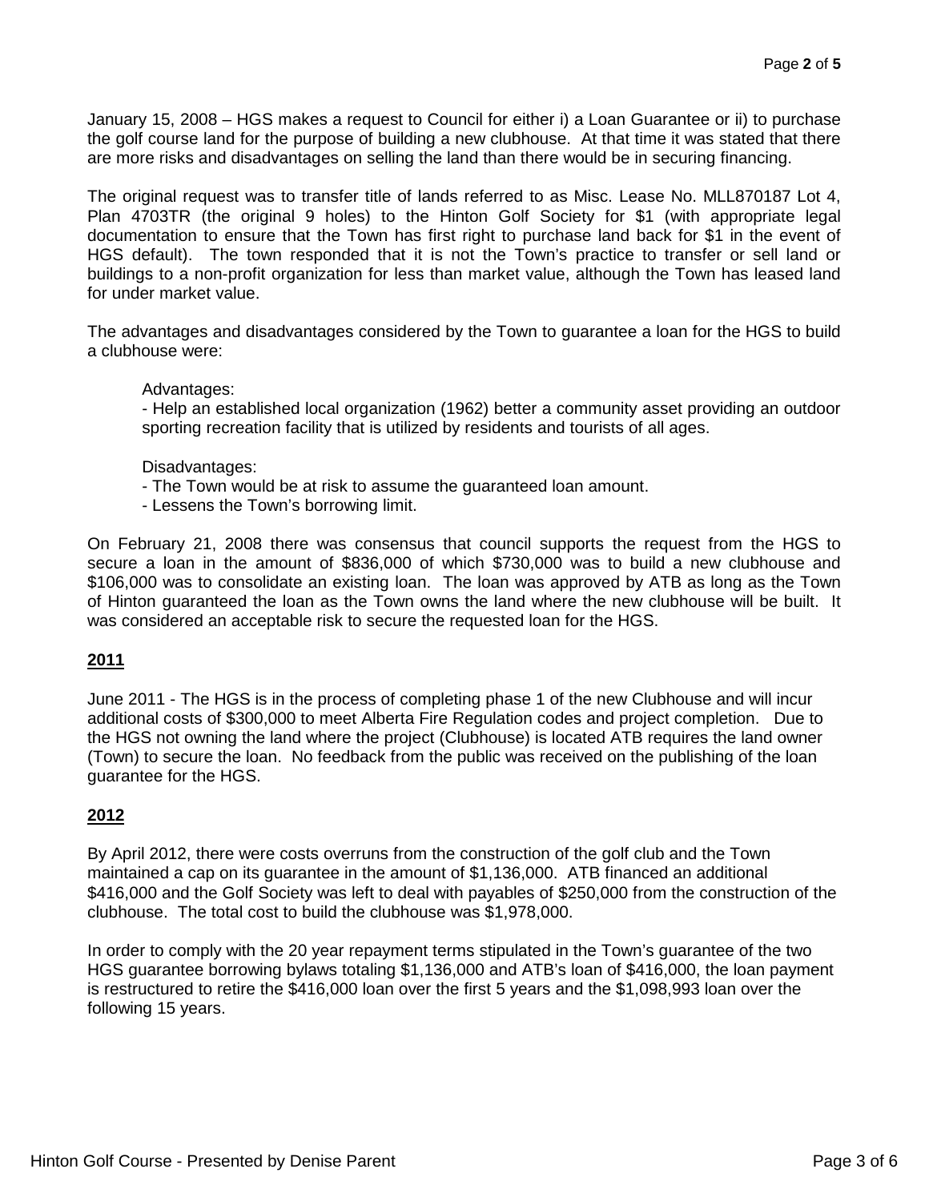January 15, 2008 – HGS makes a request to Council for either i) a Loan Guarantee or ii) to purchase the golf course land for the purpose of building a new clubhouse. At that time it was stated that there are more risks and disadvantages on selling the land than there would be in securing financing.

The original request was to transfer title of lands referred to as Misc. Lease No. MLL870187 Lot 4, Plan 4703TR (the original 9 holes) to the Hinton Golf Society for $1 (with appropriate legal documentation to ensure that the Town has first right to purchase land back for $1 in the event of HGS default). The town responded that it is not the Town's practice to transfer or sell land or buildings to a non-profit organization for less than market value, although the Town has leased land for under market value.

The advantages and disadvantages considered by the Town to guarantee a loan for the HGS to build a clubhouse were:

Advantages:
- Help an established local organization (1962) better a community asset providing an outdoor sporting recreation facility that is utilized by residents and tourists of all ages.

Disadvantages:
- The Town would be at risk to assume the guaranteed loan amount.
- Lessens the Town's borrowing limit.

On February 21, 2008 there was consensus that council supports the request from the HGS to secure a loan in the amount of $836,000 of which $730,000 was to build a new clubhouse and $106,000 was to consolidate an existing loan. The loan was approved by ATB as long as the Town of Hinton guaranteed the loan as the Town owns the land where the new clubhouse will be built. It was considered an acceptable risk to secure the requested loan for the HGS.

## 2011

June 2011 - The HGS is in the process of completing phase 1 of the new Clubhouse and will incur additional costs of $300,000 to meet Alberta Fire Regulation codes and project completion. Due to the HGS not owning the land where the project (Clubhouse) is located ATB requires the land owner (Town) to secure the loan. No feedback from the public was received on the publishing of the loan guarantee for the HGS.

## 2012

By April 2012, there were costs overruns from the construction of the golf club and the Town maintained a cap on its guarantee in the amount of $1,136,000. ATB financed an additional $416,000 and the Golf Society was left to deal with payables of $250,000 from the construction of the clubhouse. The total cost to build the clubhouse was $1,978,000.

In order to comply with the 20 year repayment terms stipulated in the Town's guarantee of the two HGS guarantee borrowing bylaws totaling $1,136,000 and ATB's loan of $416,000, the loan payment is restructured to retire the $416,000 loan over the first 5 years and the $1,098,993 loan over the following 15 years.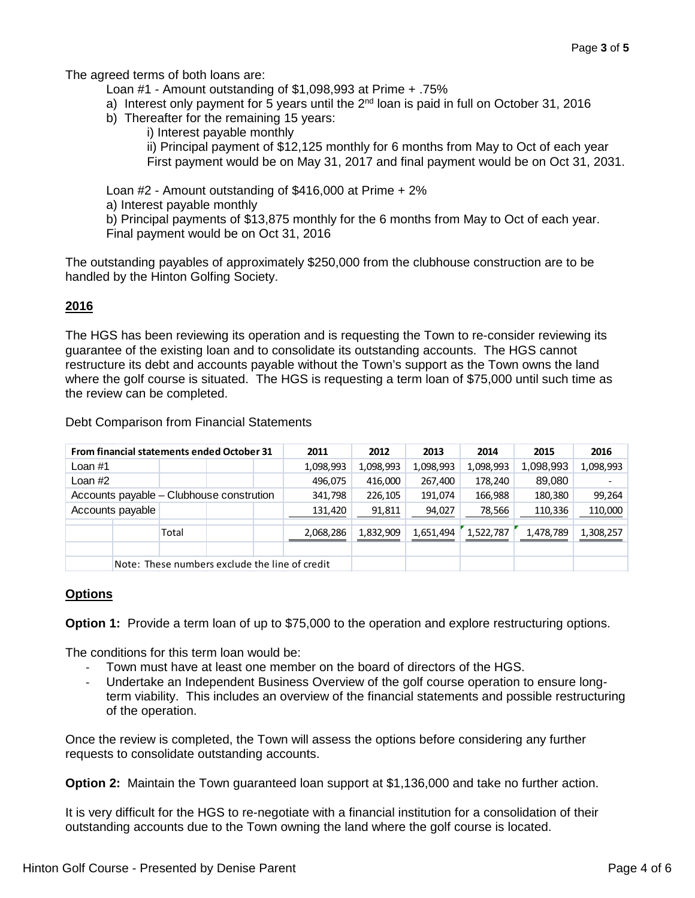The agreed terms of both loans are:

Loan #1 - Amount outstanding of $1,098,993 at Prime + .75%

a) Interest only payment for 5 years until the 2nd loan is paid in full on October 31, 2016

b) Thereafter for the remaining 15 years:

i) Interest payable monthly

ii) Principal payment of $12,125 monthly for 6 months from May to Oct of each year
First payment would be on May 31, 2017 and final payment would be on Oct 31, 2031.

Loan #2 - Amount outstanding of $416,000 at Prime + 2%

a) Interest payable monthly

b) Principal payments of $13,875 monthly for the 6 months from May to Oct of each year.
Final payment would be on Oct 31, 2016

The outstanding payables of approximately $250,000 from the clubhouse construction are to be handled by the Hinton Golfing Society.

## 2016

The HGS has been reviewing its operation and is requesting the Town to re-consider reviewing its guarantee of the existing loan and to consolidate its outstanding accounts. The HGS cannot restructure its debt and accounts payable without the Town's support as the Town owns the land where the golf course is situated. The HGS is requesting a term loan of $75,000 until such time as the review can be completed.

Debt Comparison from Financial Statements

| From financial statements ended October 31 | 2011 | 2012 | 2013 | 2014 | 2015 | 2016 |
|---|---|---|---|---|---|---|
| Loan #1 | 1,098,993 | 1,098,993 | 1,098,993 | 1,098,993 | 1,098,993 | 1,098,993 |
| Loan #2 | 496,075 | 416,000 | 267,400 | 178,240 | 89,080 | - |
| Accounts payable – Clubhouse constrution | 341,798 | 226,105 | 191,074 | 166,988 | 180,380 | 99,264 |
| Accounts payable | 131,420 | 91,811 | 94,027 | 78,566 | 110,336 | 110,000 |
| Total | 2,068,286 | 1,832,909 | 1,651,494 | 1,522,787 | 1,478,789 | 1,308,257 |
| Note: These numbers exclude the line of credit | | | | | | |

## Options

**Option 1:** Provide a term loan of up to $75,000 to the operation and explore restructuring options.

The conditions for this term loan would be:

- Town must have at least one member on the board of directors of the HGS.
- Undertake an Independent Business Overview of the golf course operation to ensure long-term viability. This includes an overview of the financial statements and possible restructuring of the operation.

Once the review is completed, the Town will assess the options before considering any further requests to consolidate outstanding accounts.

**Option 2:** Maintain the Town guaranteed loan support at $1,136,000 and take no further action.

It is very difficult for the HGS to re-negotiate with a financial institution for a consolidation of their outstanding accounts due to the Town owning the land where the golf course is located.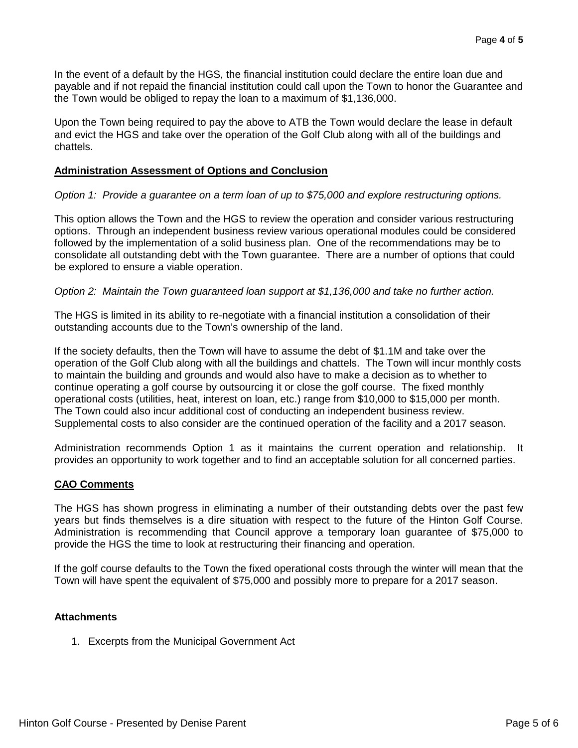In the event of a default by the HGS, the financial institution could declare the entire loan due and payable and if not repaid the financial institution could call upon the Town to honor the Guarantee and the Town would be obliged to repay the loan to a maximum of $1,136,000.

Upon the Town being required to pay the above to ATB the Town would declare the lease in default and evict the HGS and take over the operation of the Golf Club along with all of the buildings and chattels.

## Administration Assessment of Options and Conclusion

*Option 1: Provide a guarantee on a term loan of up to $75,000 and explore restructuring options.*

This option allows the Town and the HGS to review the operation and consider various restructuring options. Through an independent business review various operational modules could be considered followed by the implementation of a solid business plan. One of the recommendations may be to consolidate all outstanding debt with the Town guarantee. There are a number of options that could be explored to ensure a viable operation.

*Option 2: Maintain the Town guaranteed loan support at $1,136,000 and take no further action.*

The HGS is limited in its ability to re-negotiate with a financial institution a consolidation of their outstanding accounts due to the Town's ownership of the land.

If the society defaults, then the Town will have to assume the debt of $1.1M and take over the operation of the Golf Club along with all the buildings and chattels. The Town will incur monthly costs to maintain the building and grounds and would also have to make a decision as to whether to continue operating a golf course by outsourcing it or close the golf course. The fixed monthly operational costs (utilities, heat, interest on loan, etc.) range from $10,000 to $15,000 per month. The Town could also incur additional cost of conducting an independent business review. Supplemental costs to also consider are the continued operation of the facility and a 2017 season.

Administration recommends Option 1 as it maintains the current operation and relationship. It provides an opportunity to work together and to find an acceptable solution for all concerned parties.

## CAO Comments

The HGS has shown progress in eliminating a number of their outstanding debts over the past few years but finds themselves is a dire situation with respect to the future of the Hinton Golf Course. Administration is recommending that Council approve a temporary loan guarantee of $75,000 to provide the HGS the time to look at restructuring their financing and operation.

If the golf course defaults to the Town the fixed operational costs through the winter will mean that the Town will have spent the equivalent of $75,000 and possibly more to prepare for a 2017 season.

**Attachments**

1. Excerpts from the Municipal Government Act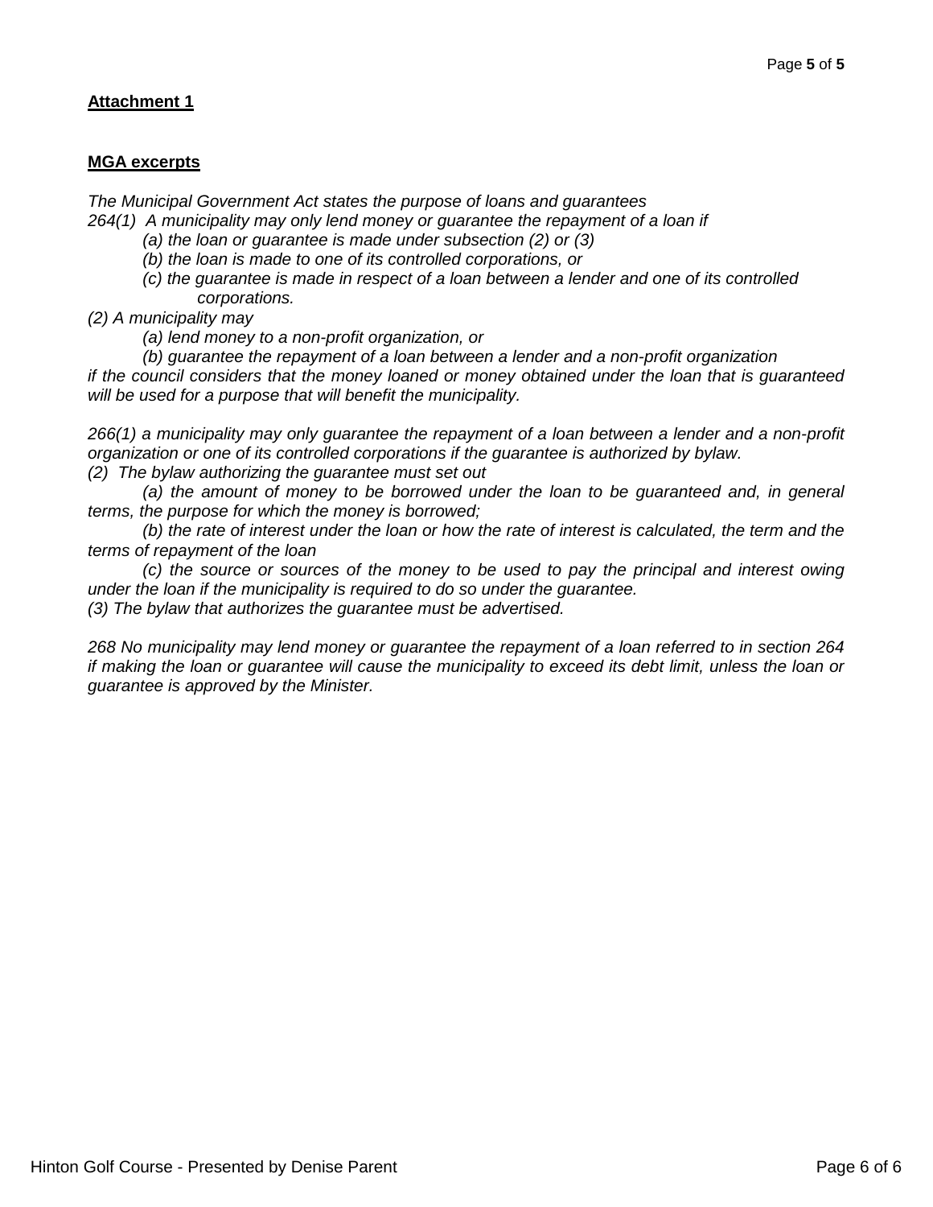**<u>Attachment 1</u>**

**<u>MGA excerpts</u>**

*The Municipal Government Act states the purpose of loans and guarantees*

*264(1) A municipality may only lend money or guarantee the repayment of a loan if*

*(a) the loan or guarantee is made under subsection (2) or (3)*

*(b) the loan is made to one of its controlled corporations, or*

*(c) the guarantee is made in respect of a loan between a lender and one of its controlled corporations.*

*(2) A municipality may*

*(a) lend money to a non-profit organization, or*

*(b) guarantee the repayment of a loan between a lender and a non-profit organization*

*if the council considers that the money loaned or money obtained under the loan that is guaranteed will be used for a purpose that will benefit the municipality.*

*266(1) a municipality may only guarantee the repayment of a loan between a lender and a non-profit organization or one of its controlled corporations if the guarantee is authorized by bylaw.*

*(2) The bylaw authorizing the guarantee must set out*

*(a) the amount of money to be borrowed under the loan to be guaranteed and, in general terms, the purpose for which the money is borrowed;*

*(b) the rate of interest under the loan or how the rate of interest is calculated, the term and the terms of repayment of the loan*

*(c) the source or sources of the money to be used to pay the principal and interest owing under the loan if the municipality is required to do so under the guarantee.*

*(3) The bylaw that authorizes the guarantee must be advertised.*

*268 No municipality may lend money or guarantee the repayment of a loan referred to in section 264 if making the loan or guarantee will cause the municipality to exceed its debt limit, unless the loan or guarantee is approved by the Minister.*